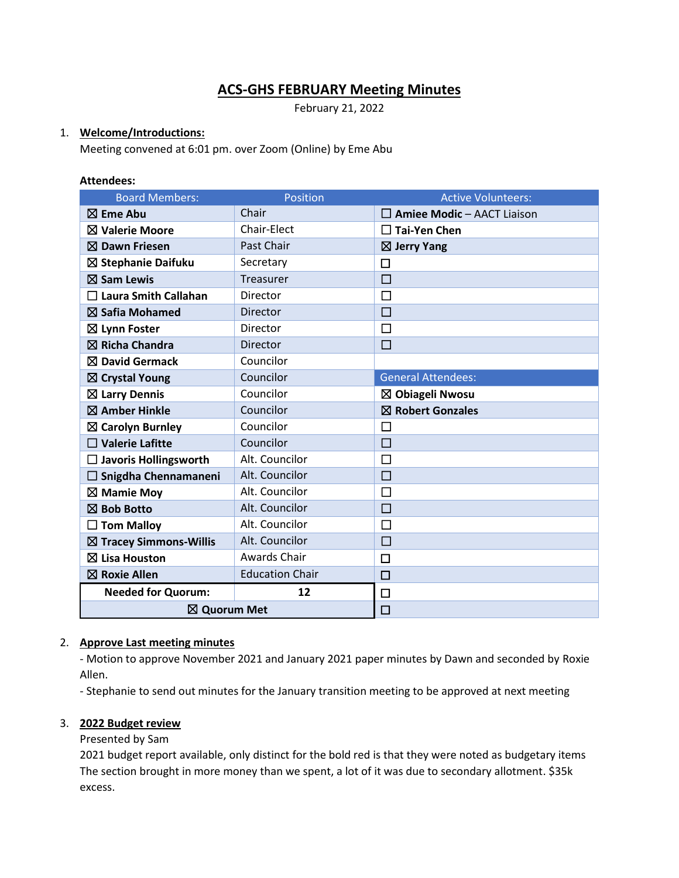# ACS-GHS FEBRUARY Meeting Minutes

February 21, 2022

1. **Welcome/Introductions:**
   Meeting convened at 6:01 pm. over Zoom (Online) by Eme Abu

**Attendees:**

| Board Members: | Position | Active Volunteers: |
|---|---|---|
| ☒ **Eme Abu** | Chair | ☐ **Amiee Modic** – AACT Liaison |
| ☒ **Valerie Moore** | Chair-Elect | ☐ **Tai-Yen Chen** |
| ☒ **Dawn Friesen** | Past Chair | ☒ **Jerry Yang** |
| ☒ **Stephanie Daifuku** | Secretary | ☐ |
| ☒ **Sam Lewis** | Treasurer | ☐ |
| ☐ **Laura Smith Callahan** | Director | ☐ |
| ☒ **Safia Mohamed** | Director | ☐ |
| ☒ **Lynn Foster** | Director | ☐ |
| ☒ **Richa Chandra** | Director | ☐ |
| ☒ **David Germack** | Councilor | |
| ☒ **Crystal Young** | Councilor | General Attendees: |
| ☒ **Larry Dennis** | Councilor | ☒ **Obiageli Nwosu** |
| ☒ **Amber Hinkle** | Councilor | ☒ **Robert Gonzales** |
| ☒ **Carolyn Burnley** | Councilor | ☐ |
| ☐ **Valerie Lafitte** | Councilor | ☐ |
| ☐ **Javoris Hollingsworth** | Alt. Councilor | ☐ |
| ☐ **Snigdha Chennamaneni** | Alt. Councilor | ☐ |
| ☒ **Mamie Moy** | Alt. Councilor | ☐ |
| ☒ **Bob Botto** | Alt. Councilor | ☐ |
| ☐ **Tom Malloy** | Alt. Councilor | ☐ |
| ☒ **Tracey Simmons-Willis** | Alt. Councilor | ☐ |
| ☒ **Lisa Houston** | Awards Chair | ☐ |
| ☒ **Roxie Allen** | Education Chair | ☐ |
| **Needed for Quorum:** | **12** | ☐ |
| ☒ **Quorum Met** | | ☐ |

2. **Approve Last meeting minutes**
   - Motion to approve November 2021 and January 2021 paper minutes by Dawn and seconded by Roxie Allen.
   - Stephanie to send out minutes for the January transition meeting to be approved at next meeting

3. **2022 Budget review**
   Presented by Sam
   2021 budget report available, only distinct for the bold red is that they were noted as budgetary items
   The section brought in more money than we spent, a lot of it was due to secondary allotment. $35k excess.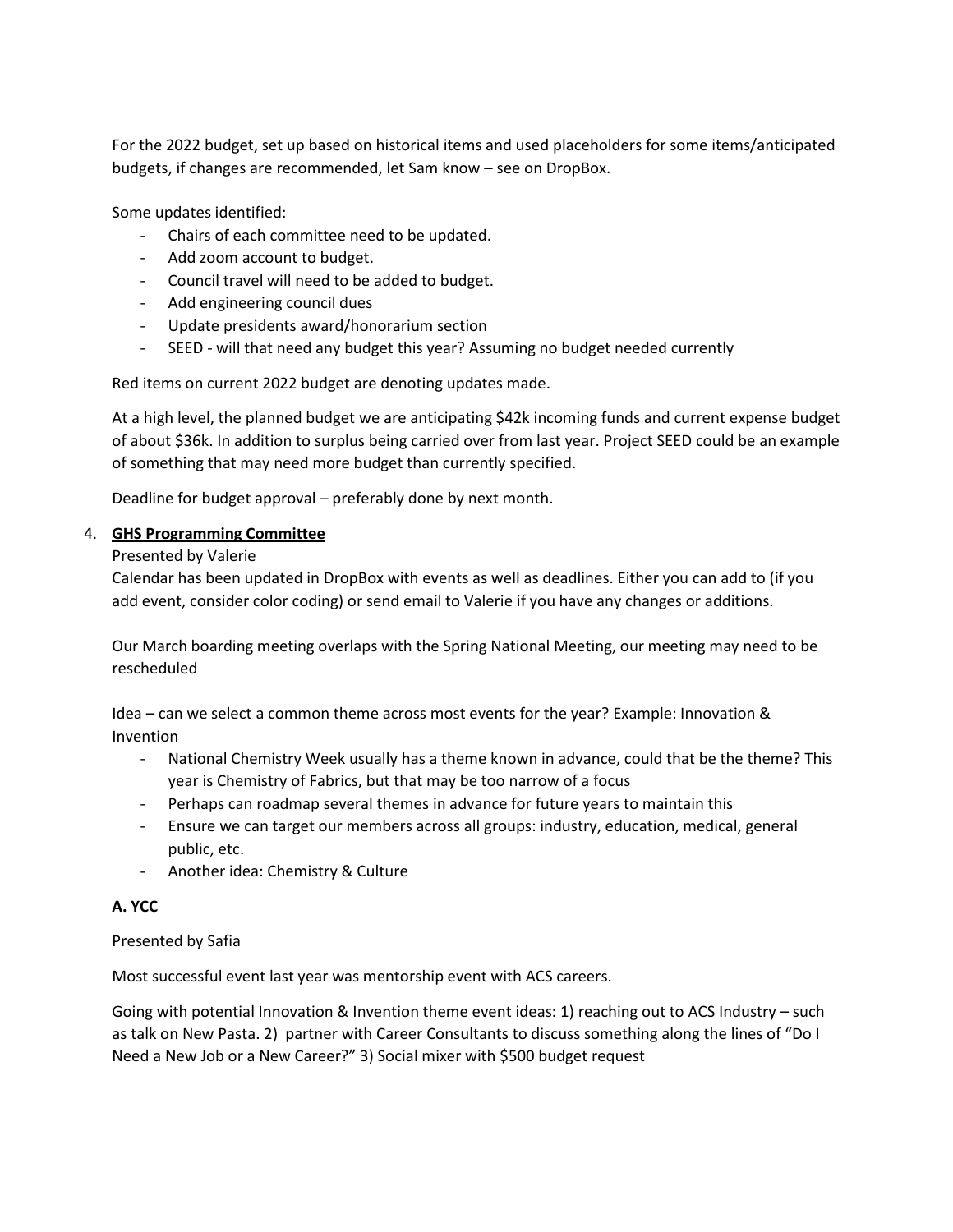For the 2022 budget, set up based on historical items and used placeholders for some items/anticipated budgets, if changes are recommended, let Sam know – see on DropBox.

Some updates identified:

- Chairs of each committee need to be updated.
- Add zoom account to budget.
- Council travel will need to be added to budget.
- Add engineering council dues
- Update presidents award/honorarium section
- SEED - will that need any budget this year? Assuming no budget needed currently

Red items on current 2022 budget are denoting updates made.

At a high level, the planned budget we are anticipating $42k incoming funds and current expense budget of about $36k. In addition to surplus being carried over from last year. Project SEED could be an example of something that may need more budget than currently specified.

Deadline for budget approval – preferably done by next month.

4. **GHS Programming Committee**

   Presented by Valerie

   Calendar has been updated in DropBox with events as well as deadlines. Either you can add to (if you add event, consider color coding) or send email to Valerie if you have any changes or additions.

   Our March boarding meeting overlaps with the Spring National Meeting, our meeting may need to be rescheduled

   Idea – can we select a common theme across most events for the year? Example: Innovation & Invention

   - National Chemistry Week usually has a theme known in advance, could that be the theme? This year is Chemistry of Fabrics, but that may be too narrow of a focus
   - Perhaps can roadmap several themes in advance for future years to maintain this
   - Ensure we can target our members across all groups: industry, education, medical, general public, etc.
   - Another idea: Chemistry & Culture

**A. YCC**

Presented by Safia

Most successful event last year was mentorship event with ACS careers.

Going with potential Innovation & Invention theme event ideas: 1) reaching out to ACS Industry – such as talk on New Pasta. 2) partner with Career Consultants to discuss something along the lines of "Do I Need a New Job or a New Career?" 3) Social mixer with $500 budget request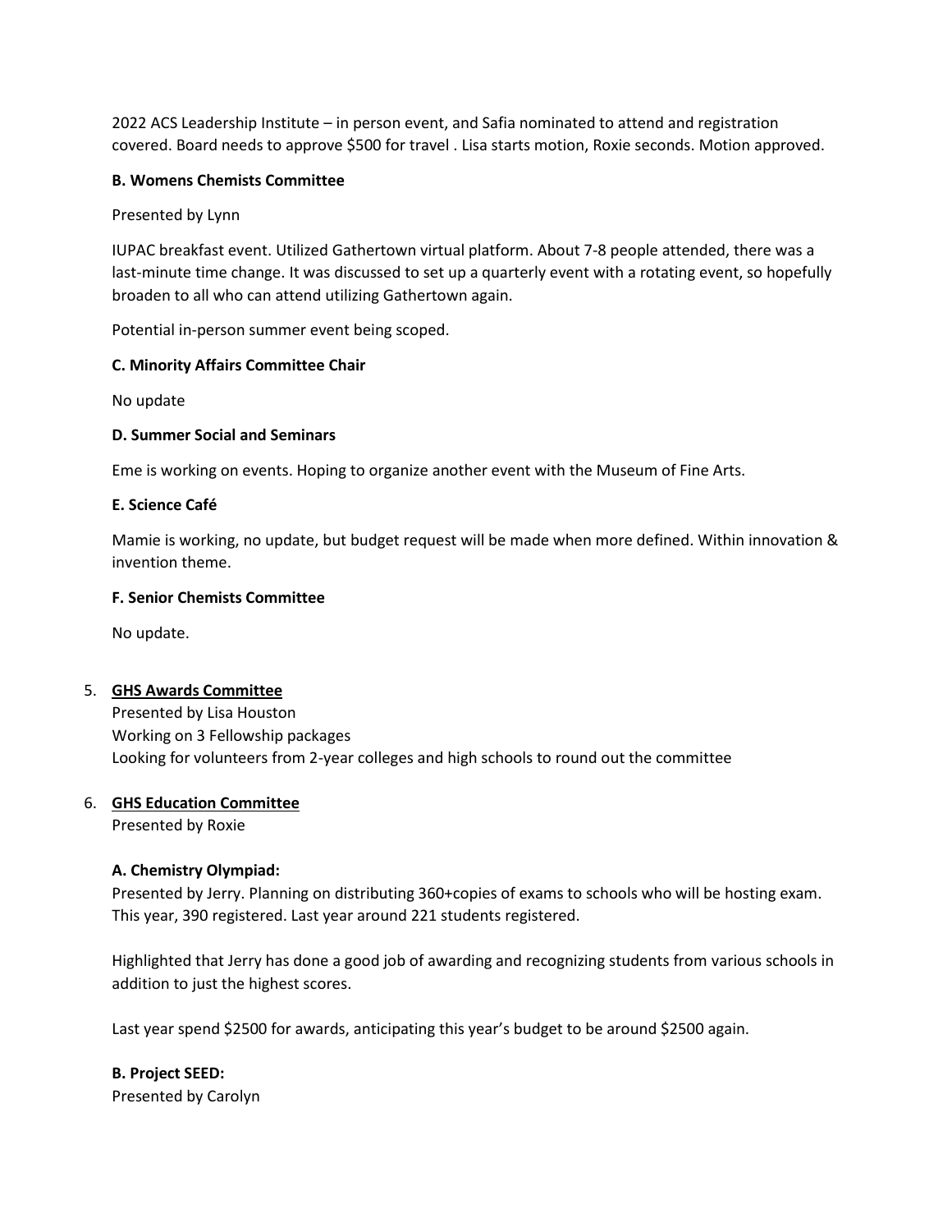2022 ACS Leadership Institute – in person event, and Safia nominated to attend and registration covered. Board needs to approve $500 for travel . Lisa starts motion, Roxie seconds. Motion approved.

**B. Womens Chemists Committee**

Presented by Lynn

IUPAC breakfast event. Utilized Gathertown virtual platform. About 7-8 people attended, there was a last-minute time change. It was discussed to set up a quarterly event with a rotating event, so hopefully broaden to all who can attend utilizing Gathertown again.

Potential in-person summer event being scoped.

**C. Minority Affairs Committee Chair**

No update

**D. Summer Social and Seminars**

Eme is working on events. Hoping to organize another event with the Museum of Fine Arts.

**E. Science Café**

Mamie is working, no update, but budget request will be made when more defined. Within innovation & invention theme.

**F. Senior Chemists Committee**

No update.

5. **GHS Awards Committee**
   Presented by Lisa Houston
   Working on 3 Fellowship packages
   Looking for volunteers from 2-year colleges and high schools to round out the committee

6. **GHS Education Committee**
   Presented by Roxie

   **A. Chemistry Olympiad:**
   Presented by Jerry. Planning on distributing 360+copies of exams to schools who will be hosting exam. This year, 390 registered. Last year around 221 students registered.

   Highlighted that Jerry has done a good job of awarding and recognizing students from various schools in addition to just the highest scores.

   Last year spend $2500 for awards, anticipating this year's budget to be around $2500 again.

   **B. Project SEED:**
   Presented by Carolyn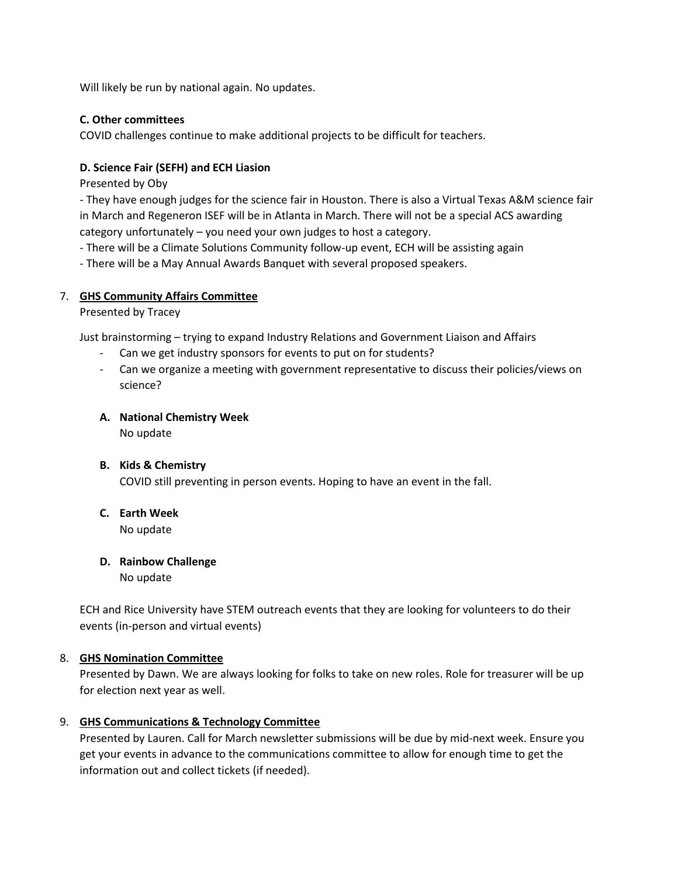Will likely be run by national again. No updates.

**C. Other committees**

COVID challenges continue to make additional projects to be difficult for teachers.

**D. Science Fair (SEFH) and ECH Liasion**

Presented by Oby

- They have enough judges for the science fair in Houston. There is also a Virtual Texas A&M science fair in March and Regeneron ISEF will be in Atlanta in March. There will not be a special ACS awarding category unfortunately – you need your own judges to host a category.
- There will be a Climate Solutions Community follow-up event, ECH will be assisting again
- There will be a May Annual Awards Banquet with several proposed speakers.

7. **GHS Community Affairs Committee**

   Presented by Tracey

   Just brainstorming – trying to expand Industry Relations and Government Liaison and Affairs

   - Can we get industry sponsors for events to put on for students?
   - Can we organize a meeting with government representative to discuss their policies/views on science?

   **A. National Chemistry Week**

   No update

   **B. Kids & Chemistry**

   COVID still preventing in person events. Hoping to have an event in the fall.

   **C. Earth Week**

   No update

   **D. Rainbow Challenge**

   No update

   ECH and Rice University have STEM outreach events that they are looking for volunteers to do their events (in-person and virtual events)

8. **GHS Nomination Committee**

   Presented by Dawn. We are always looking for folks to take on new roles. Role for treasurer will be up for election next year as well.

9. **GHS Communications & Technology Committee**

   Presented by Lauren. Call for March newsletter submissions will be due by mid-next week. Ensure you get your events in advance to the communications committee to allow for enough time to get the information out and collect tickets (if needed).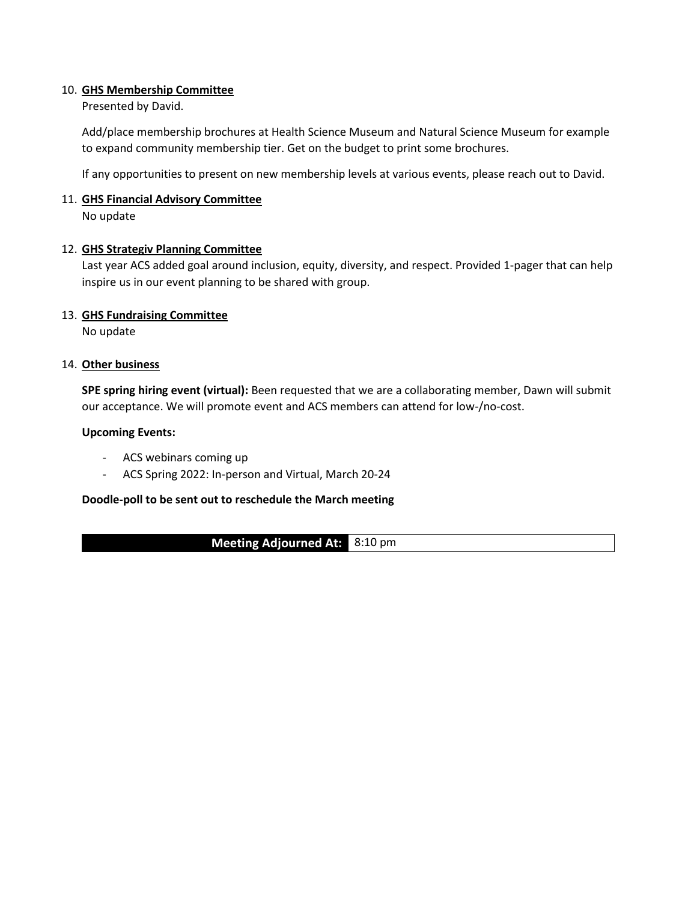10. **GHS Membership Committee**
    Presented by David.

    Add/place membership brochures at Health Science Museum and Natural Science Museum for example to expand community membership tier. Get on the budget to print some brochures.

    If any opportunities to present on new membership levels at various events, please reach out to David.

11. **GHS Financial Advisory Committee**
    No update

12. **GHS Strategiv Planning Committee**
    Last year ACS added goal around inclusion, equity, diversity, and respect. Provided 1-pager that can help inspire us in our event planning to be shared with group.

13. **GHS Fundraising Committee**
    No update

14. **Other business**

    **SPE spring hiring event (virtual):** Been requested that we are a collaborating member, Dawn will submit our acceptance. We will promote event and ACS members can attend for low-/no-cost.

    **Upcoming Events:**

    - ACS webinars coming up
    - ACS Spring 2022: In-person and Virtual, March 20-24

    **Doodle-poll to be sent out to reschedule the March meeting**

| | |
|---|---|
| **Meeting Adjourned At:** | 8:10 pm |